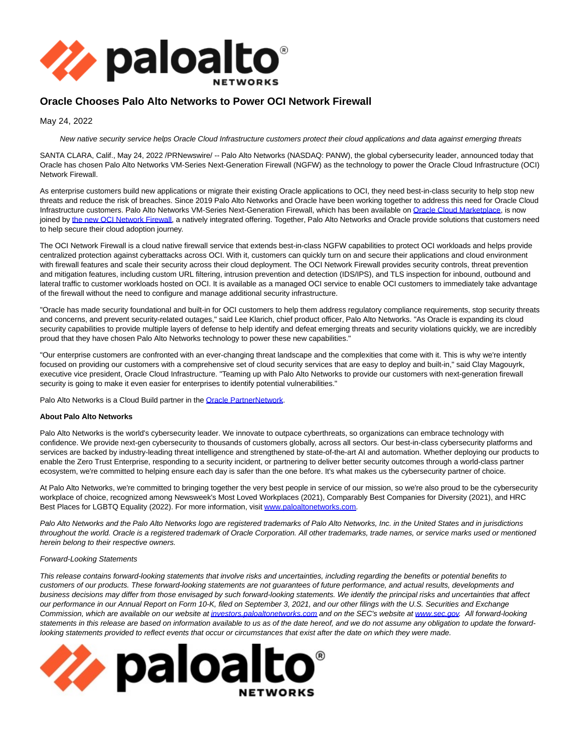# Oracle Chooses Palo Alto Networks to Power OCI Network Firewall

May 24, 2022

*New native security service helps Oracle Cloud Infrastructure customers protect their cloud applications and data against emerging threats*

SANTA CLARA, Calif., May 24, 2022 /PRNewswire/ -- Palo Alto Networks (NASDAQ: PANW), the global cybersecurity leader, announced today that Oracle has chosen Palo Alto Networks VM-Series Next-Generation Firewall (NGFW) as the technology to power the Oracle Cloud Infrastructure (OCI) Network Firewall.

As enterprise customers build new applications or migrate their existing Oracle applications to OCI, they need best-in-class security to help stop new threats and reduce the risk of breaches. Since 2019 Palo Alto Networks and Oracle have been working together to address this need for Oracle Cloud Infrastructure customers. Palo Alto Networks VM-Series Next-Generation Firewall, which has been available on Oracle Cloud Marketplace, is now joined by the new OCI Network Firewall, a natively integrated offering. Together, Palo Alto Networks and Oracle provide solutions that customers need to help secure their cloud adoption journey.

The OCI Network Firewall is a cloud native firewall service that extends best-in-class NGFW capabilities to protect OCI workloads and helps provide centralized protection against cyberattacks across OCI. With it, customers can quickly turn on and secure their applications and cloud environment with firewall features and scale their security across their cloud deployment. The OCI Network Firewall provides security controls, threat prevention and mitigation features, including custom URL filtering, intrusion prevention and detection (IDS/IPS), and TLS inspection for inbound, outbound and lateral traffic to customer workloads hosted on OCI. It is available as a managed OCI service to enable OCI customers to immediately take advantage of the firewall without the need to configure and manage additional security infrastructure.

"Oracle has made security foundational and built-in for OCI customers to help them address regulatory compliance requirements, stop security threats and concerns, and prevent security-related outages," said Lee Klarich, chief product officer, Palo Alto Networks. "As Oracle is expanding its cloud security capabilities to provide multiple layers of defense to help identify and defeat emerging threats and security violations quickly, we are incredibly proud that they have chosen Palo Alto Networks technology to power these new capabilities."

"Our enterprise customers are confronted with an ever-changing threat landscape and the complexities that come with it. This is why we're intently focused on providing our customers with a comprehensive set of cloud security services that are easy to deploy and built-in," said Clay Magouyrk, executive vice president, Oracle Cloud Infrastructure. "Teaming up with Palo Alto Networks to provide our customers with next-generation firewall security is going to make it even easier for enterprises to identify potential vulnerabilities."

Palo Alto Networks is a Cloud Build partner in the Oracle PartnerNetwork.

**About Palo Alto Networks**

Palo Alto Networks is the world's cybersecurity leader. We innovate to outpace cyberthreats, so organizations can embrace technology with confidence. We provide next-gen cybersecurity to thousands of customers globally, across all sectors. Our best-in-class cybersecurity platforms and services are backed by industry-leading threat intelligence and strengthened by state-of-the-art AI and automation. Whether deploying our products to enable the Zero Trust Enterprise, responding to a security incident, or partnering to deliver better security outcomes through a world-class partner ecosystem, we're committed to helping ensure each day is safer than the one before. It's what makes us the cybersecurity partner of choice.

At Palo Alto Networks, we're committed to bringing together the very best people in service of our mission, so we're also proud to be the cybersecurity workplace of choice, recognized among Newsweek's Most Loved Workplaces (2021), Comparably Best Companies for Diversity (2021), and HRC Best Places for LGBTQ Equality (2022). For more information, visit www.paloaltonetworks.com.

*Palo Alto Networks and the Palo Alto Networks logo are registered trademarks of Palo Alto Networks, Inc. in the United States and in jurisdictions throughout the world. Oracle is a registered trademark of Oracle Corporation. All other trademarks, trade names, or service marks used or mentioned herein belong to their respective owners.*

*Forward-Looking Statements*

*This release contains forward-looking statements that involve risks and uncertainties, including regarding the benefits or potential benefits to customers of our products. These forward-looking statements are not guarantees of future performance, and actual results, developments and business decisions may differ from those envisaged by such forward-looking statements. We identify the principal risks and uncertainties that affect our performance in our Annual Report on Form 10-K, filed on September 3, 2021, and our other filings with the U.S. Securities and Exchange Commission, which are available on our website at investors.paloaltonetworks.com and on the SEC's website at www.sec.gov. All forward-looking statements in this release are based on information available to us as of the date hereof, and we do not assume any obligation to update the forward-looking statements provided to reflect events that occur or circumstances that exist after the date on which they were made.*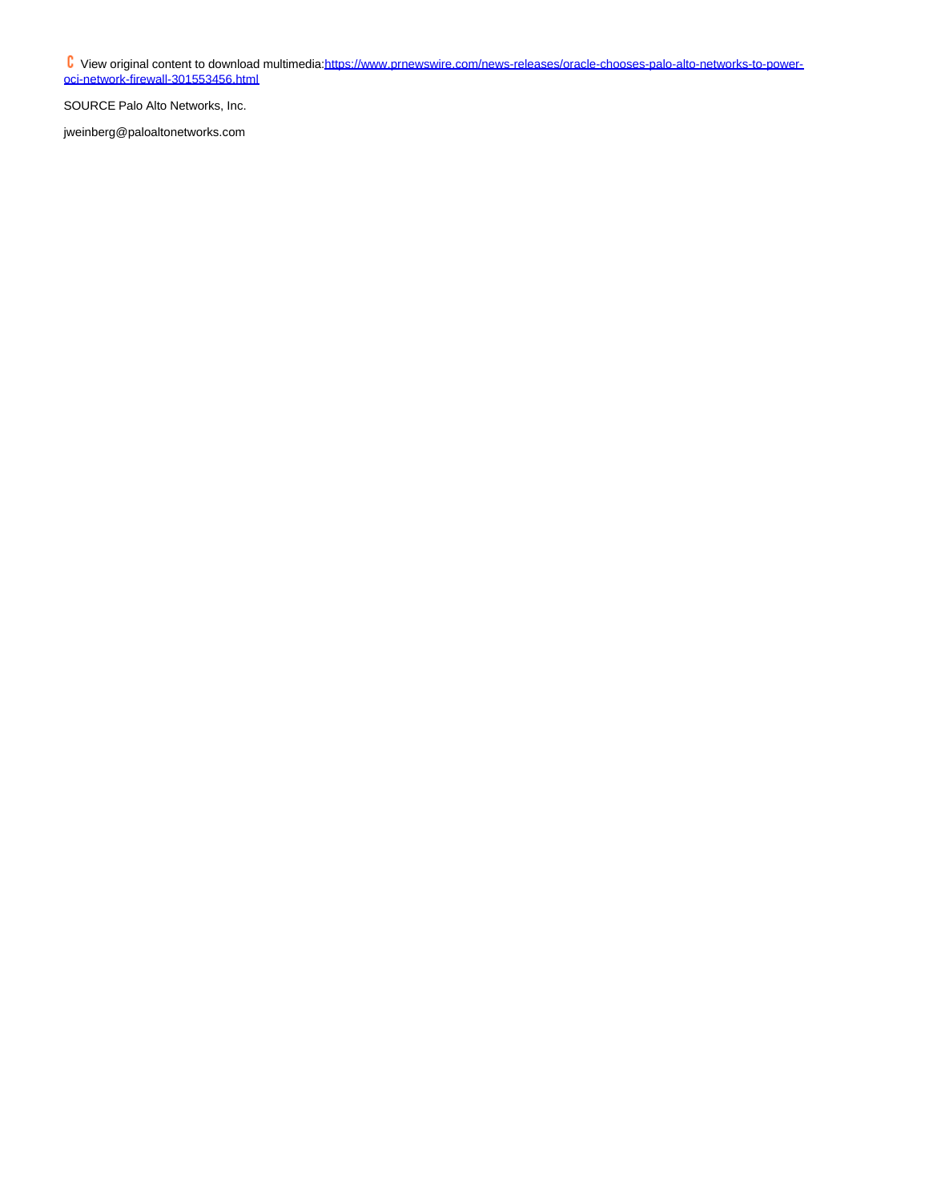View original content to download multimedia:[https://www.prnewswire.com/news-releases/oracle-chooses-palo-alto-networks-to-power-oci-network-firewall-301553456.html](https://www.prnewswire.com/news-releases/oracle-chooses-palo-alto-networks-to-power-oci-network-firewall-301553456.html)

SOURCE Palo Alto Networks, Inc.

jweinberg@paloaltonetworks.com